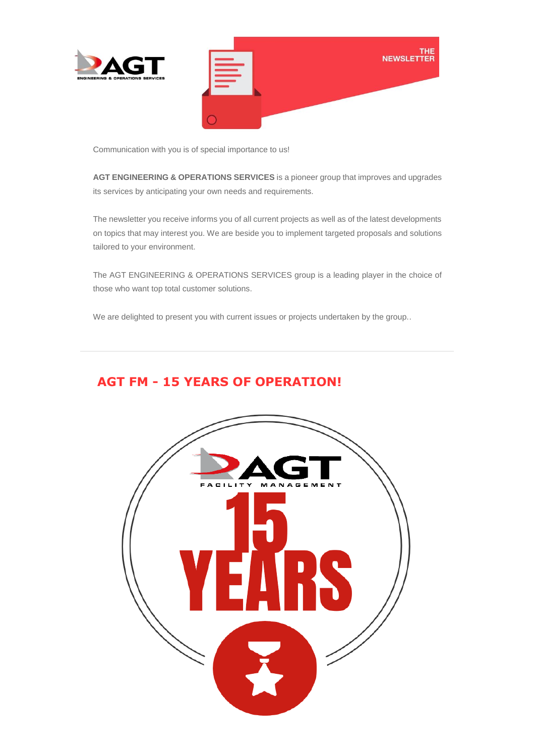THE NEWSLETTER

Communication with you is of special importance to us!

**AGT ENGINEERING & OPERATIONS SERVICES** is a pioneer group that improves and upgrades its services by anticipating your own needs and requirements.

The newsletter you receive informs you of all current projects as well as of the latest developments on topics that may interest you. We are beside you to implement targeted proposals and solutions tailored to your environment.

The AGT ENGINEERING & OPERATIONS SERVICES group is a leading player in the choice of those who want top total customer solutions.

We are delighted to present you with current issues or projects undertaken by the group..

---

## AGT FM - 15 YEARS OF OPERATION!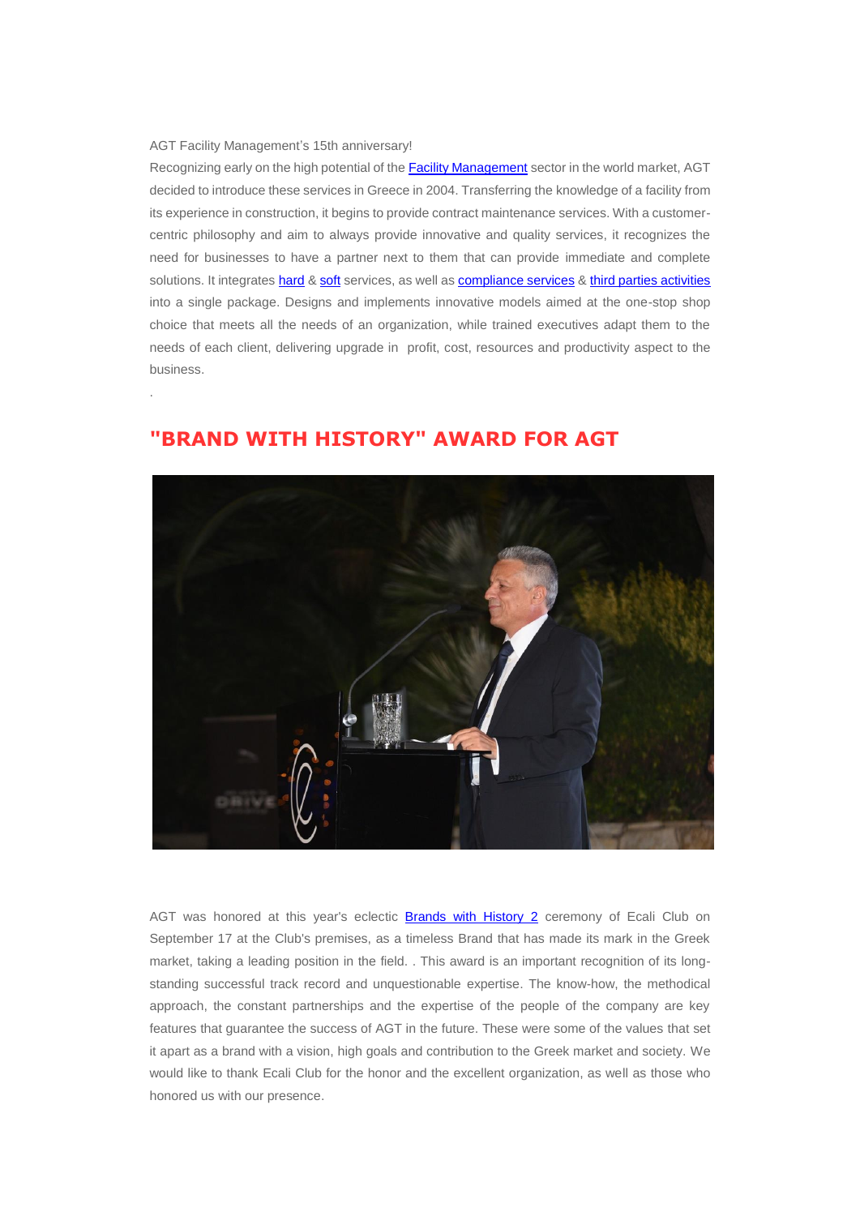AGT Facility Management's 15th anniversary!

Recognizing early on the high potential of the Facility Management sector in the world market, AGT decided to introduce these services in Greece in 2004. Transferring the knowledge of a facility from its experience in construction, it begins to provide contract maintenance services. With a customer-centric philosophy and aim to always provide innovative and quality services, it recognizes the need for businesses to have a partner next to them that can provide immediate and complete solutions. It integrates hard & soft services, as well as compliance services & third parties activities into a single package. Designs and implements innovative models aimed at the one-stop shop choice that meets all the needs of an organization, while trained executives adapt them to the needs of each client, delivering upgrade in profit, cost, resources and productivity aspect to the business.

.

## "BRAND WITH HISTORY" AWARD FOR AGT

AGT was honored at this year's eclectic Brands with History 2 ceremony of Ecali Club on September 17 at the Club's premises, as a timeless Brand that has made its mark in the Greek market, taking a leading position in the field. . This award is an important recognition of its long-standing successful track record and unquestionable expertise. The know-how, the methodical approach, the constant partnerships and the expertise of the people of the company are key features that guarantee the success of AGT in the future. These were some of the values that set it apart as a brand with a vision, high goals and contribution to the Greek market and society. We would like to thank Ecali Club for the honor and the excellent organization, as well as those who honored us with our presence.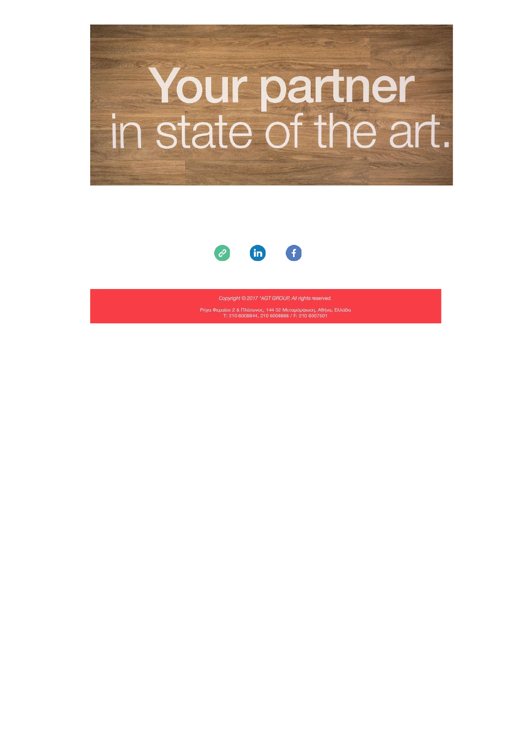Your partner
in state of the art.

*Copyright © 2017 "AGT GROUP, All rights reserved.*

Ρήγα Φεραίου 2 & Πλάτωνος, 144 52 Μεταμόρφωση, Αθήνα, Ελλάδα
T: 210 6008844, 210 6008866 / F: 210 6007501